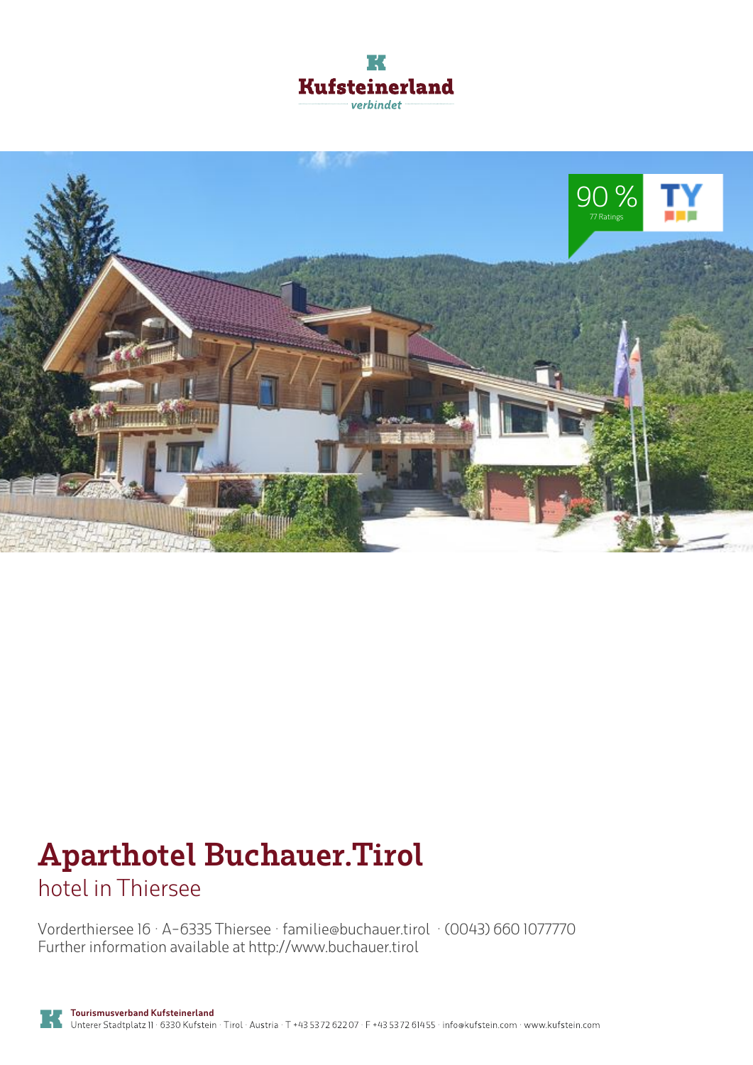# Aparthotel Buchauer.Tirol

hotel in Thiersee

Vorderthiersee 16 · A-6335 Thiersee · familie@buchauer.tirol · (0043) 660 1077770
Further information available at http://www.buchauer.tirol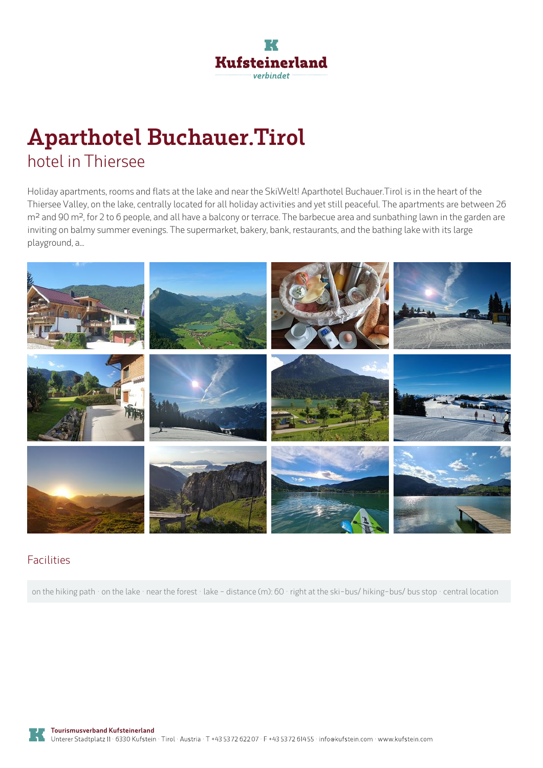# Aparthotel Buchauer.Tirol

hotel in Thiersee

Holiday apartments, rooms and flats at the lake and near the SkiWelt! Aparthotel Buchauer.Tirol is in the heart of the Thiersee Valley, on the lake, centrally located for all holiday activities and yet still peaceful. The apartments are between 26 m² and 90 m², for 2 to 6 people, and all have a balcony or terrace. The barbecue area and sunbathing lawn in the garden are inviting on balmy summer evenings. The supermarket, bakery, bank, restaurants, and the bathing lake with its large playground, a...

## Facilities

on the hiking path · on the lake · near the forest · lake – distance (m): 60 · right at the ski-bus/ hiking-bus/ bus stop · central location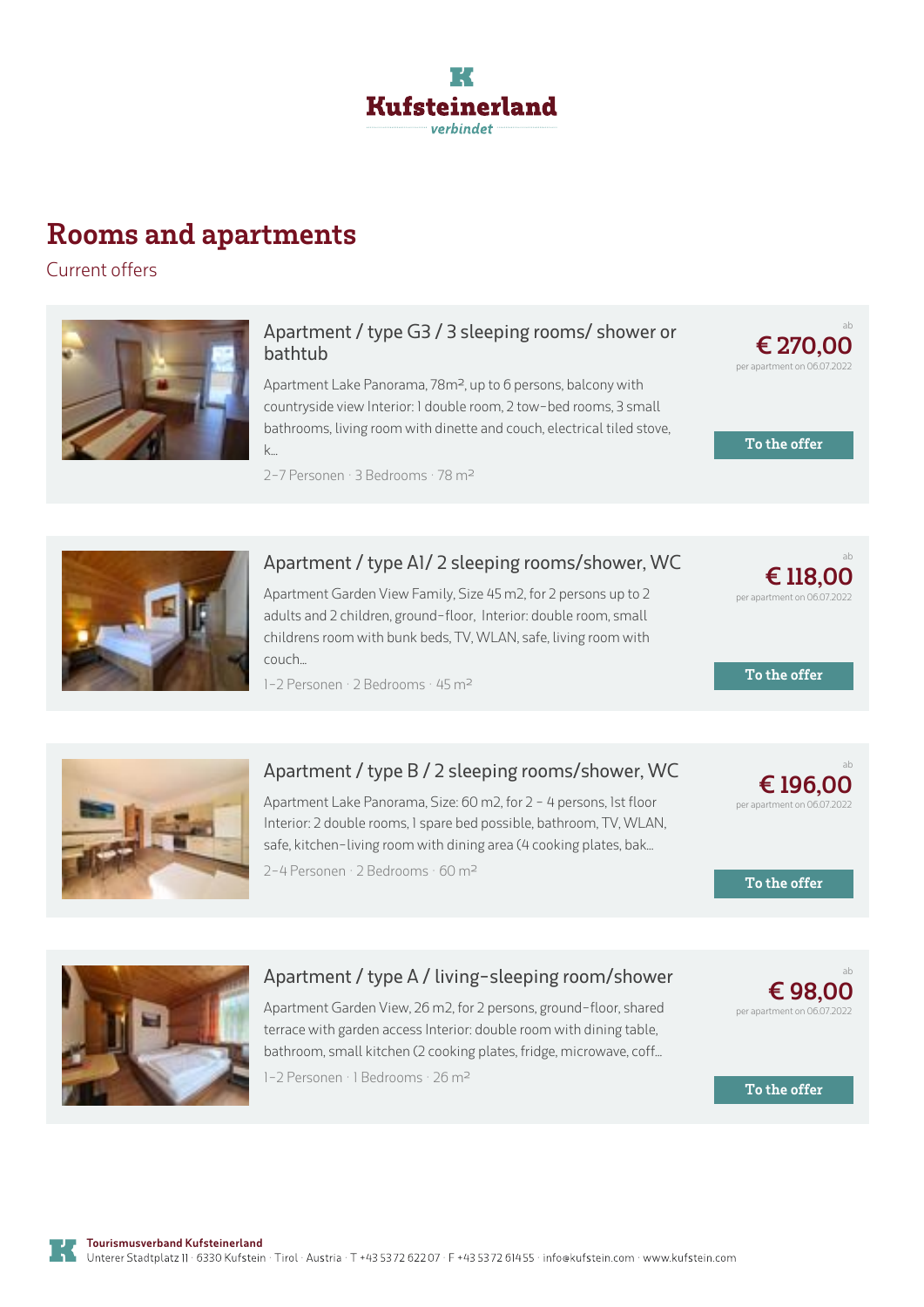# Rooms and apartments

Current offers

### Apartment / type G3 / 3 sleeping rooms/ shower or bathtub

Apartment Lake Panorama, 78m², up to 6 persons, balcony with countryside view Interior: 1 double room, 2 tow-bed rooms, 3 small bathrooms, living room with dinette and couch, electrical tiled stove, k...

2-7 Personen · 3 Bedrooms · 78 m²

ab **€ 270,00** per apartment on 06.07.2022

To the offer

### Apartment / type A1/ 2 sleeping rooms/shower, WC

Apartment Garden View Family, Size 45 m2, for 2 persons up to 2 adults and 2 children, ground-floor, Interior: double room, small childrens room with bunk beds, TV, WLAN, safe, living room with couch...

1-2 Personen · 2 Bedrooms · 45 m²

ab **€ 118,00** per apartment on 06.07.2022

To the offer

### Apartment / type B / 2 sleeping rooms/shower, WC

Apartment Lake Panorama, Size: 60 m2, for 2 - 4 persons, 1st floor Interior: 2 double rooms, 1 spare bed possible, bathroom, TV, WLAN, safe, kitchen-living room with dining area (4 cooking plates, bak...

2-4 Personen · 2 Bedrooms · 60 m²

ab **€ 196,00** per apartment on 06.07.2022

To the offer

### Apartment / type A / living-sleeping room/shower

Apartment Garden View, 26 m2, for 2 persons, ground-floor, shared terrace with garden access Interior: double room with dining table, bathroom, small kitchen (2 cooking plates, fridge, microwave, coff...

1-2 Personen · 1 Bedrooms · 26 m²

ab **€ 98,00** per apartment on 06.07.2022

To the offer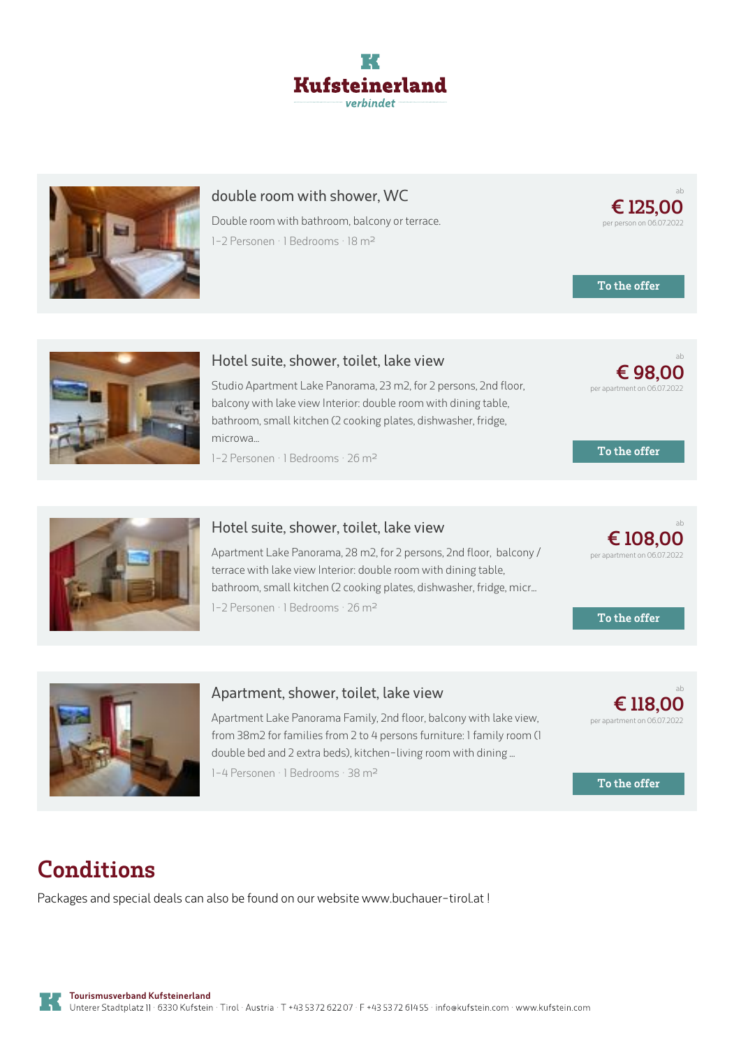### double room with shower, WC

Double room with bathroom, balcony or terrace.

1-2 Personen · 1 Bedrooms · 18 m²

ab **€ 125,00**
per person on 06.07.2022

To the offer

### Hotel suite, shower, toilet, lake view

Studio Apartment Lake Panorama, 23 m2, for 2 persons, 2nd floor, balcony with lake view Interior: double room with dining table, bathroom, small kitchen (2 cooking plates, dishwasher, fridge, microwa...

1-2 Personen · 1 Bedrooms · 26 m²

ab **€ 98,00**
per apartment on 06.07.2022

To the offer

### Hotel suite, shower, toilet, lake view

Apartment Lake Panorama, 28 m2, for 2 persons, 2nd floor, balcony / terrace with lake view Interior: double room with dining table, bathroom, small kitchen (2 cooking plates, dishwasher, fridge, micr...

1-2 Personen · 1 Bedrooms · 26 m²

ab **€ 108,00**
per apartment on 06.07.2022

To the offer

### Apartment, shower, toilet, lake view

Apartment Lake Panorama Family, 2nd floor, balcony with lake view, from 38m2 for families from 2 to 4 persons furniture: 1 family room (1 double bed and 2 extra beds), kitchen-living room with dining ...

1-4 Personen · 1 Bedrooms · 38 m²

ab **€ 118,00**
per apartment on 06.07.2022

To the offer

## Conditions

Packages and special deals can also be found on our website www.buchauer-tirol.at !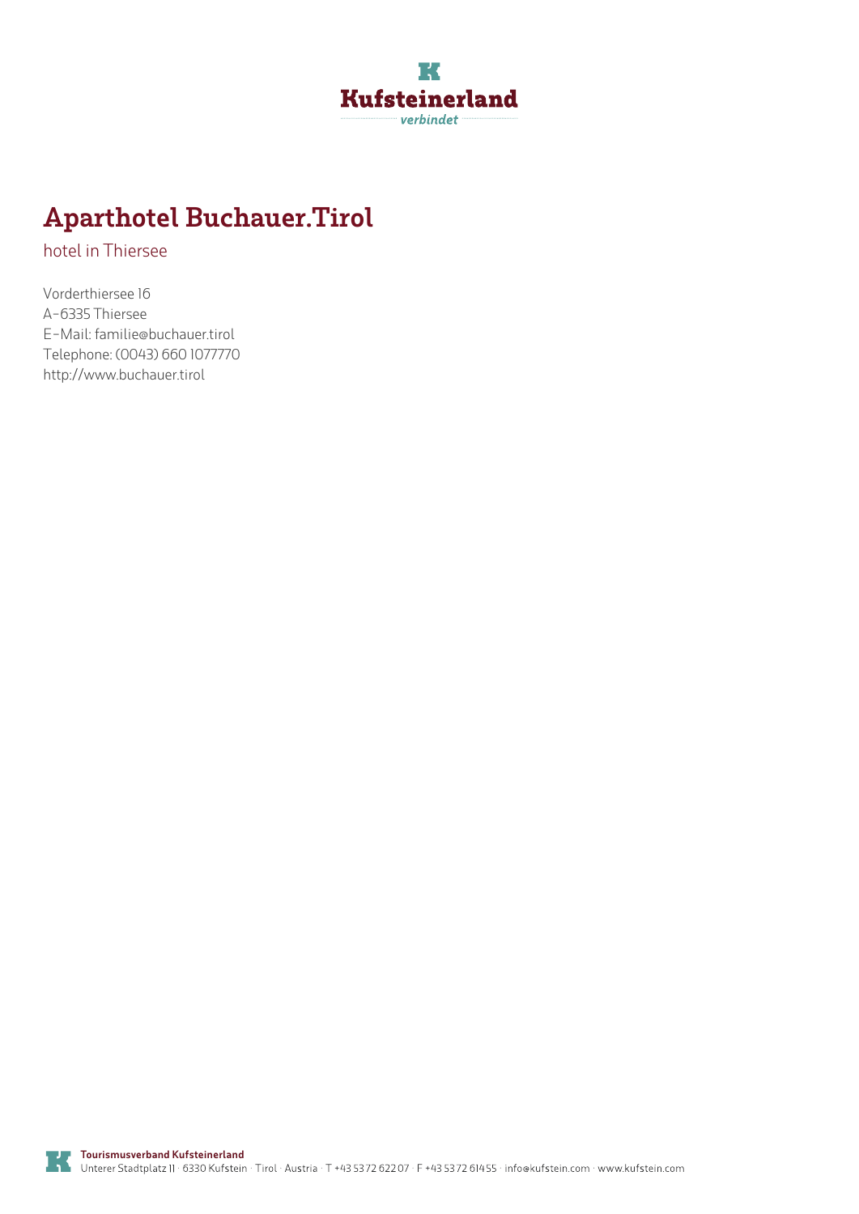# Aparthotel Buchauer.Tirol

hotel in Thiersee

Vorderthiersee 16
A-6335 Thiersee
E-Mail: familie@buchauer.tirol
Telephone: (0043) 660 1077770
http://www.buchauer.tirol